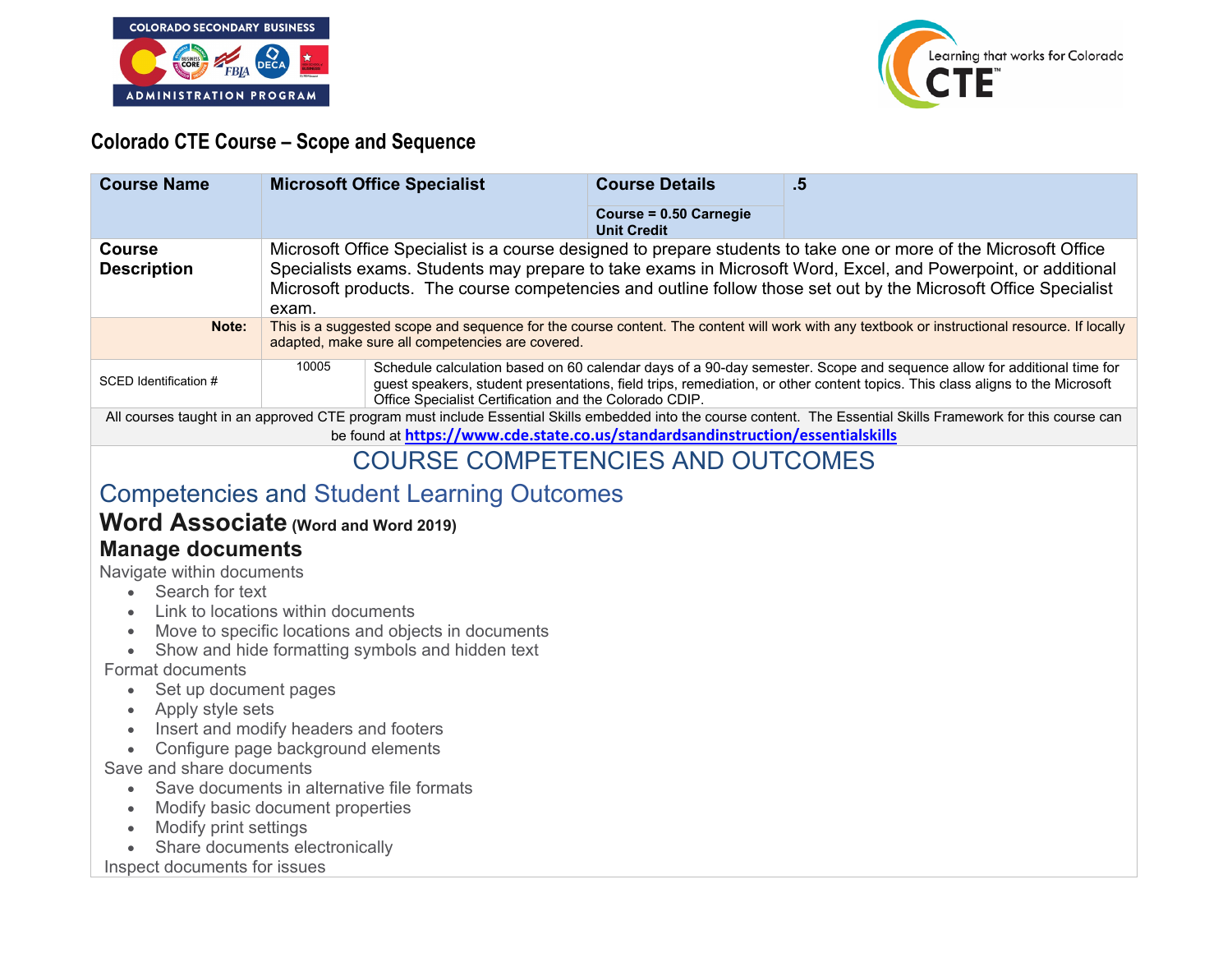# Colorado CTE Course – Scope and Sequence

| Course Name | Microsoft Office Specialist | | Course Details | .5 |
|---|---|---|---|---|
| | | | Course = 0.50 Carnegie Unit Credit | |
| **Course Description** | Microsoft Office Specialist is a course designed to prepare students to take one or more of the Microsoft Office Specialists exams. Students may prepare to take exams in Microsoft Word, Excel, and Powerpoint, or additional Microsoft products. The course competencies and outline follow those set out by the Microsoft Office Specialist exam. | | | |
| **Note:** | This is a suggested scope and sequence for the course content. The content will work with any textbook or instructional resource. If locally adapted, make sure all competencies are covered. | | | |
| SCED Identification # | 10005 | Schedule calculation based on 60 calendar days of a 90-day semester. Scope and sequence allow for additional time for guest speakers, student presentations, field trips, remediation, or other content topics. This class aligns to the Microsoft Office Specialist Certification and the Colorado CDIP. | | |

All courses taught in an approved CTE program must include Essential Skills embedded into the course content. The Essential Skills Framework for this course can be found at https://www.cde.state.co.us/standardsandinstruction/essentialskills

## COURSE COMPETENCIES AND OUTCOMES

### Competencies and Student Learning Outcomes

### Word Associate (Word and Word 2019)

#### Manage documents

Navigate within documents
- Search for text
- Link to locations within documents
- Move to specific locations and objects in documents
- Show and hide formatting symbols and hidden text

Format documents
- Set up document pages
- Apply style sets
- Insert and modify headers and footers
- Configure page background elements

Save and share documents
- Save documents in alternative file formats
- Modify basic document properties
- Modify print settings
- Share documents electronically

Inspect documents for issues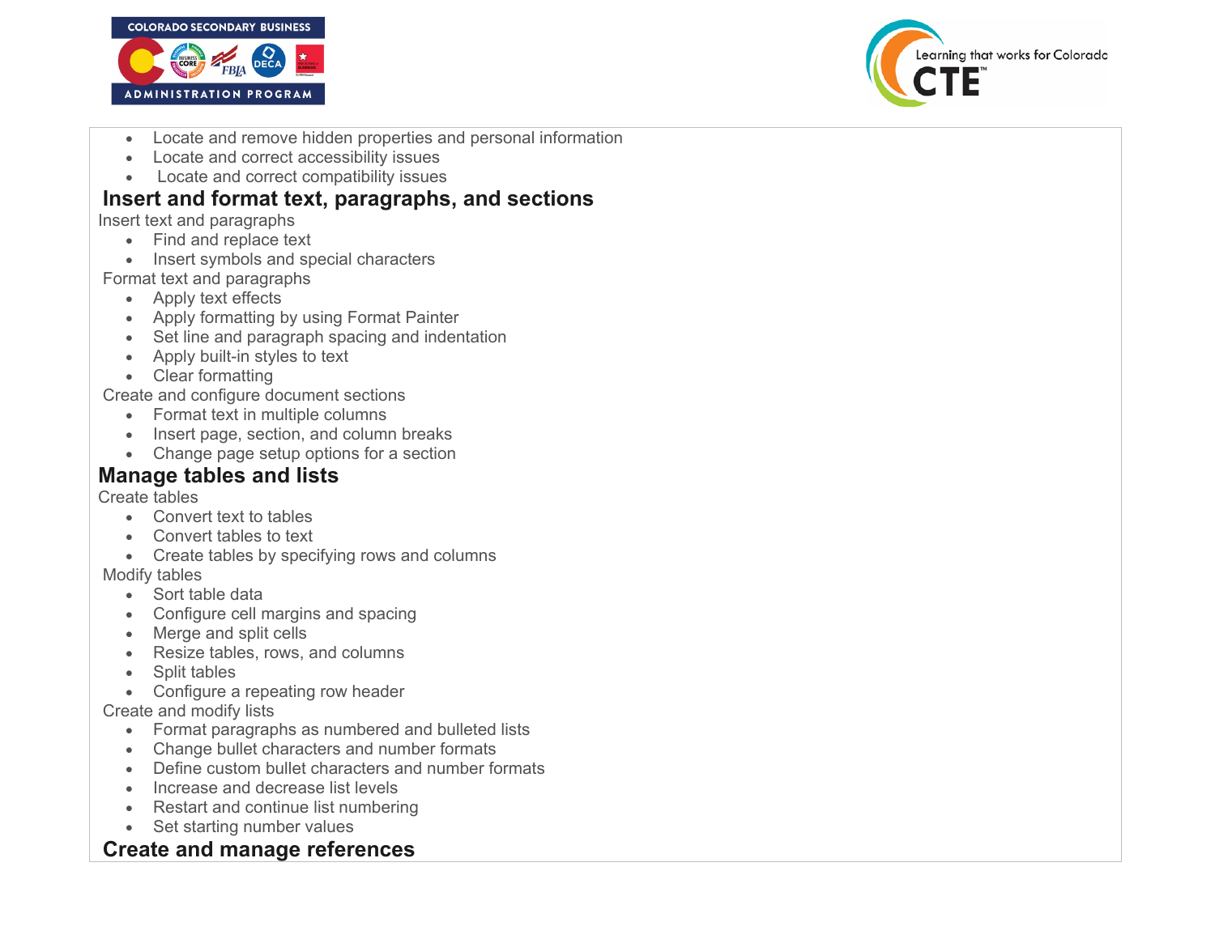- Locate and remove hidden properties and personal information
- Locate and correct accessibility issues
- Locate and correct compatibility issues

## Insert and format text, paragraphs, and sections

Insert text and paragraphs

- Find and replace text
- Insert symbols and special characters

Format text and paragraphs

- Apply text effects
- Apply formatting by using Format Painter
- Set line and paragraph spacing and indentation
- Apply built-in styles to text
- Clear formatting

Create and configure document sections

- Format text in multiple columns
- Insert page, section, and column breaks
- Change page setup options for a section

## Manage tables and lists

Create tables

- Convert text to tables
- Convert tables to text
- Create tables by specifying rows and columns

Modify tables

- Sort table data
- Configure cell margins and spacing
- Merge and split cells
- Resize tables, rows, and columns
- Split tables
- Configure a repeating row header

Create and modify lists

- Format paragraphs as numbered and bulleted lists
- Change bullet characters and number formats
- Define custom bullet characters and number formats
- Increase and decrease list levels
- Restart and continue list numbering
- Set starting number values

## Create and manage references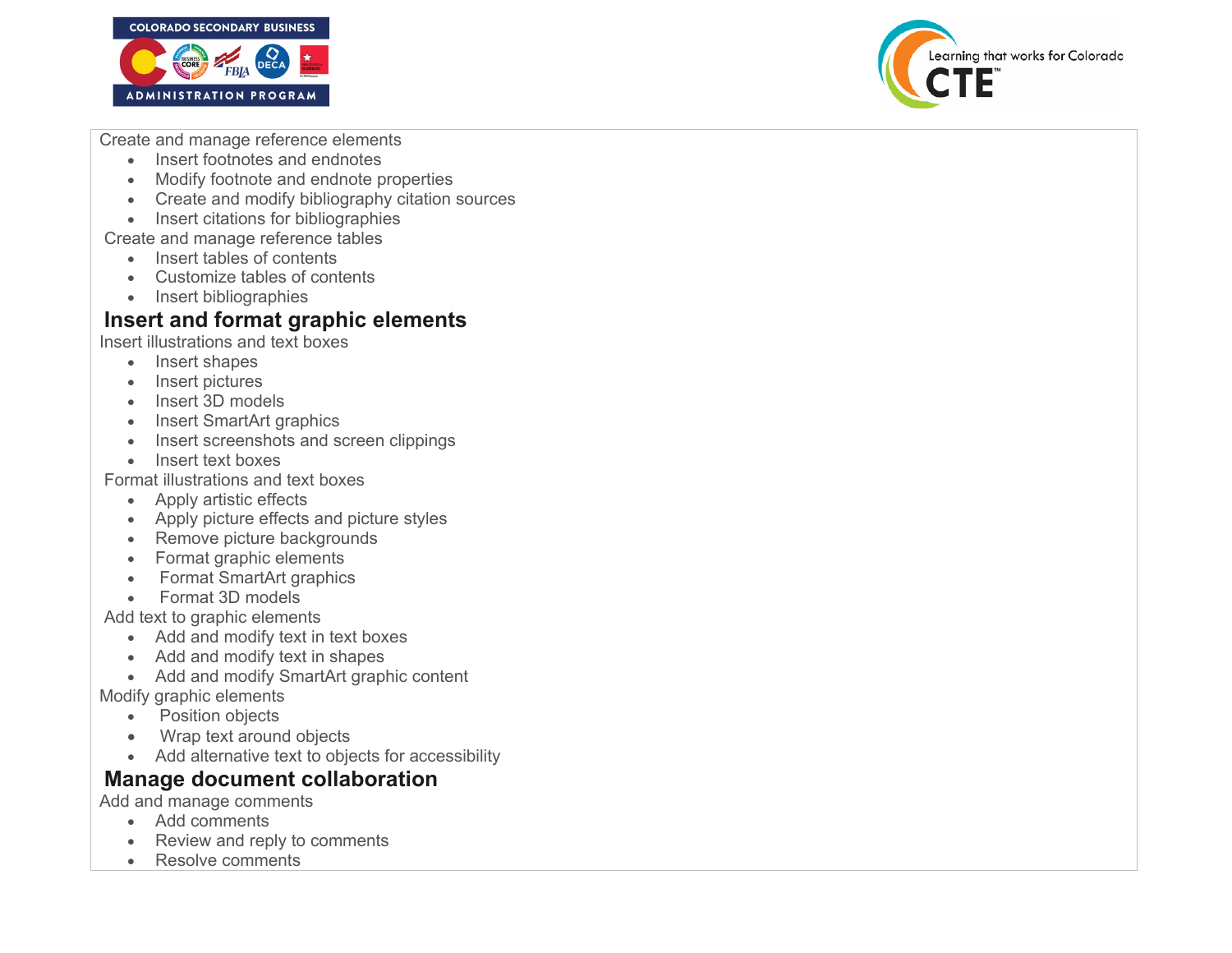Create and manage reference elements

- Insert footnotes and endnotes
- Modify footnote and endnote properties
- Create and modify bibliography citation sources
- Insert citations for bibliographies

Create and manage reference tables

- Insert tables of contents
- Customize tables of contents
- Insert bibliographies

## Insert and format graphic elements

Insert illustrations and text boxes

- Insert shapes
- Insert pictures
- Insert 3D models
- Insert SmartArt graphics
- Insert screenshots and screen clippings
- Insert text boxes

Format illustrations and text boxes

- Apply artistic effects
- Apply picture effects and picture styles
- Remove picture backgrounds
- Format graphic elements
- Format SmartArt graphics
- Format 3D models

Add text to graphic elements

- Add and modify text in text boxes
- Add and modify text in shapes
- Add and modify SmartArt graphic content

Modify graphic elements

- Position objects
- Wrap text around objects
- Add alternative text to objects for accessibility

## Manage document collaboration

Add and manage comments

- Add comments
- Review and reply to comments
- Resolve comments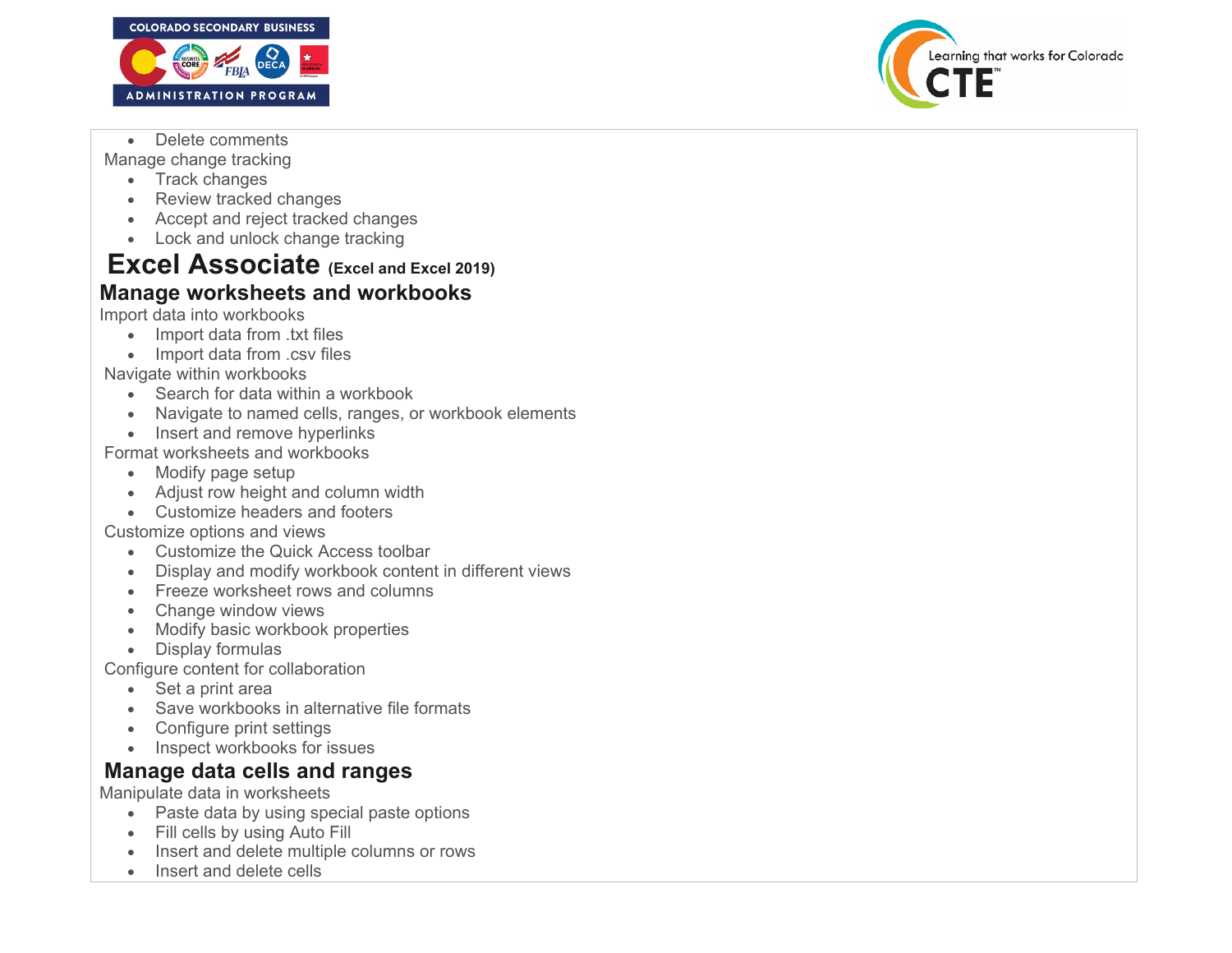- Delete comments

Manage change tracking

- Track changes
- Review tracked changes
- Accept and reject tracked changes
- Lock and unlock change tracking

# Excel Associate (Excel and Excel 2019)

## Manage worksheets and workbooks

Import data into workbooks

- Import data from .txt files
- Import data from .csv files

Navigate within workbooks

- Search for data within a workbook
- Navigate to named cells, ranges, or workbook elements
- Insert and remove hyperlinks

Format worksheets and workbooks

- Modify page setup
- Adjust row height and column width
- Customize headers and footers

Customize options and views

- Customize the Quick Access toolbar
- Display and modify workbook content in different views
- Freeze worksheet rows and columns
- Change window views
- Modify basic workbook properties
- Display formulas

Configure content for collaboration

- Set a print area
- Save workbooks in alternative file formats
- Configure print settings
- Inspect workbooks for issues

## Manage data cells and ranges

Manipulate data in worksheets

- Paste data by using special paste options
- Fill cells by using Auto Fill
- Insert and delete multiple columns or rows
- Insert and delete cells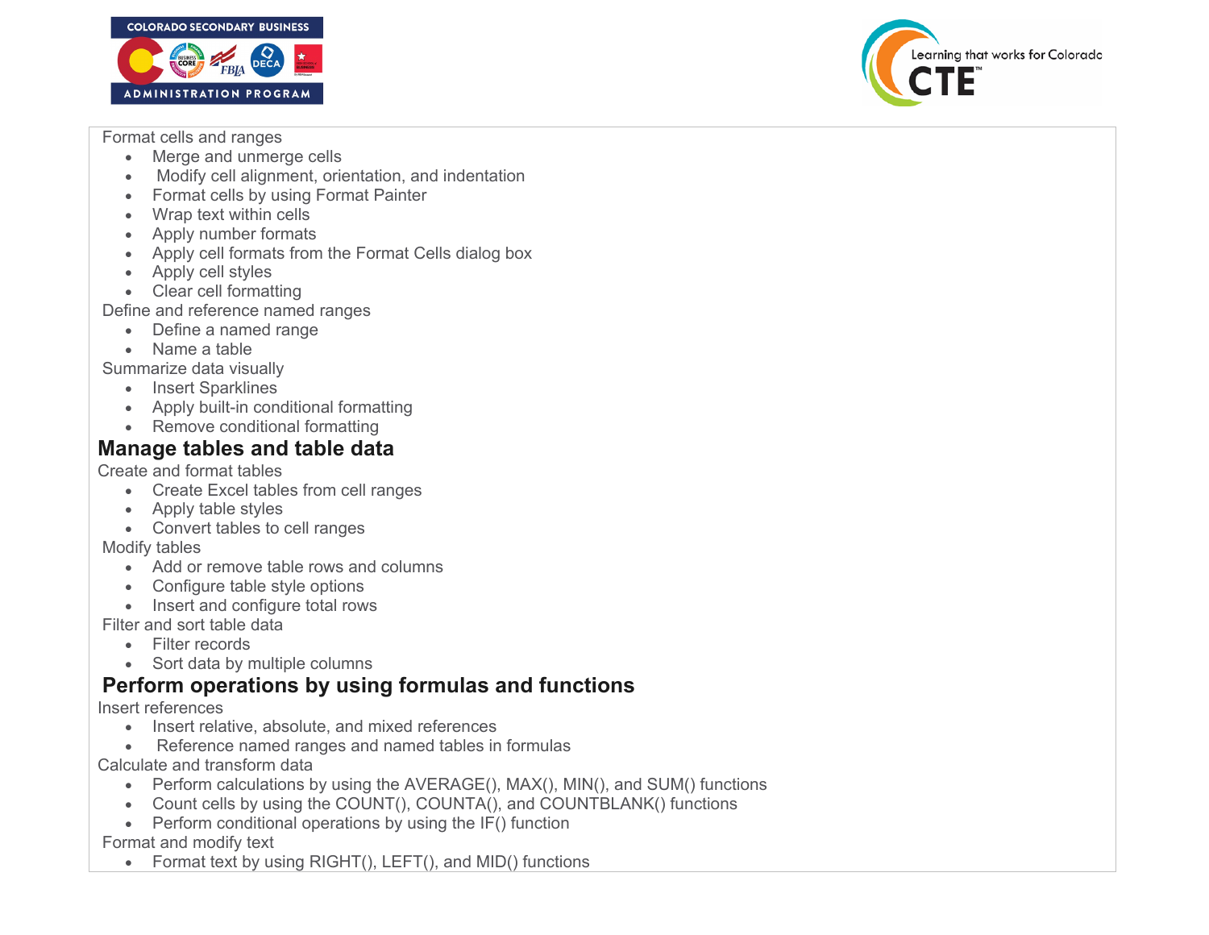Format cells and ranges

- Merge and unmerge cells
- Modify cell alignment, orientation, and indentation
- Format cells by using Format Painter
- Wrap text within cells
- Apply number formats
- Apply cell formats from the Format Cells dialog box
- Apply cell styles
- Clear cell formatting

Define and reference named ranges

- Define a named range
- Name a table

Summarize data visually

- Insert Sparklines
- Apply built-in conditional formatting
- Remove conditional formatting

## Manage tables and table data

Create and format tables

- Create Excel tables from cell ranges
- Apply table styles
- Convert tables to cell ranges

Modify tables

- Add or remove table rows and columns
- Configure table style options
- Insert and configure total rows

Filter and sort table data

- Filter records
- Sort data by multiple columns

## Perform operations by using formulas and functions

Insert references

- Insert relative, absolute, and mixed references
- Reference named ranges and named tables in formulas

Calculate and transform data

- Perform calculations by using the AVERAGE(), MAX(), MIN(), and SUM() functions
- Count cells by using the COUNT(), COUNTA(), and COUNTBLANK() functions
- Perform conditional operations by using the IF() function

Format and modify text

- Format text by using RIGHT(), LEFT(), and MID() functions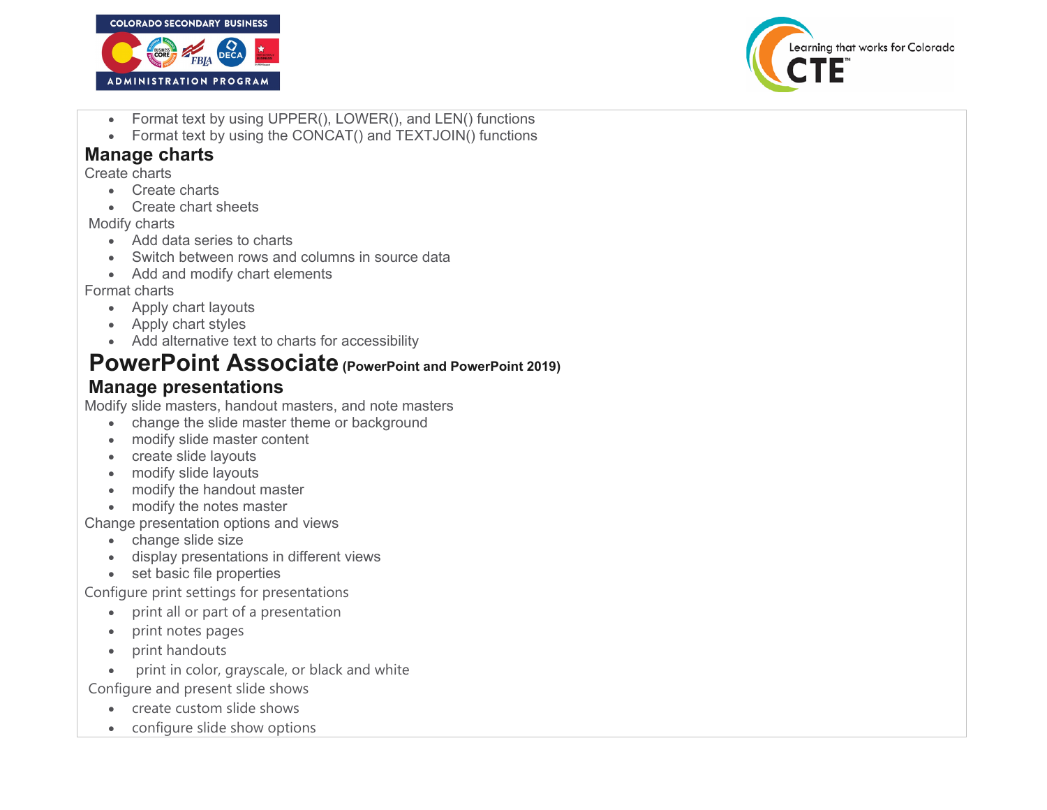- Format text by using UPPER(), LOWER(), and LEN() functions
- Format text by using the CONCAT() and TEXTJOIN() functions

### Manage charts

Create charts

- Create charts
- Create chart sheets

Modify charts

- Add data series to charts
- Switch between rows and columns in source data
- Add and modify chart elements

Format charts

- Apply chart layouts
- Apply chart styles
- Add alternative text to charts for accessibility

## PowerPoint Associate (PowerPoint and PowerPoint 2019)

### Manage presentations

Modify slide masters, handout masters, and note masters

- change the slide master theme or background
- modify slide master content
- create slide layouts
- modify slide layouts
- modify the handout master
- modify the notes master

Change presentation options and views

- change slide size
- display presentations in different views
- set basic file properties

Configure print settings for presentations

- print all or part of a presentation
- print notes pages
- print handouts
- print in color, grayscale, or black and white

Configure and present slide shows

- create custom slide shows
- configure slide show options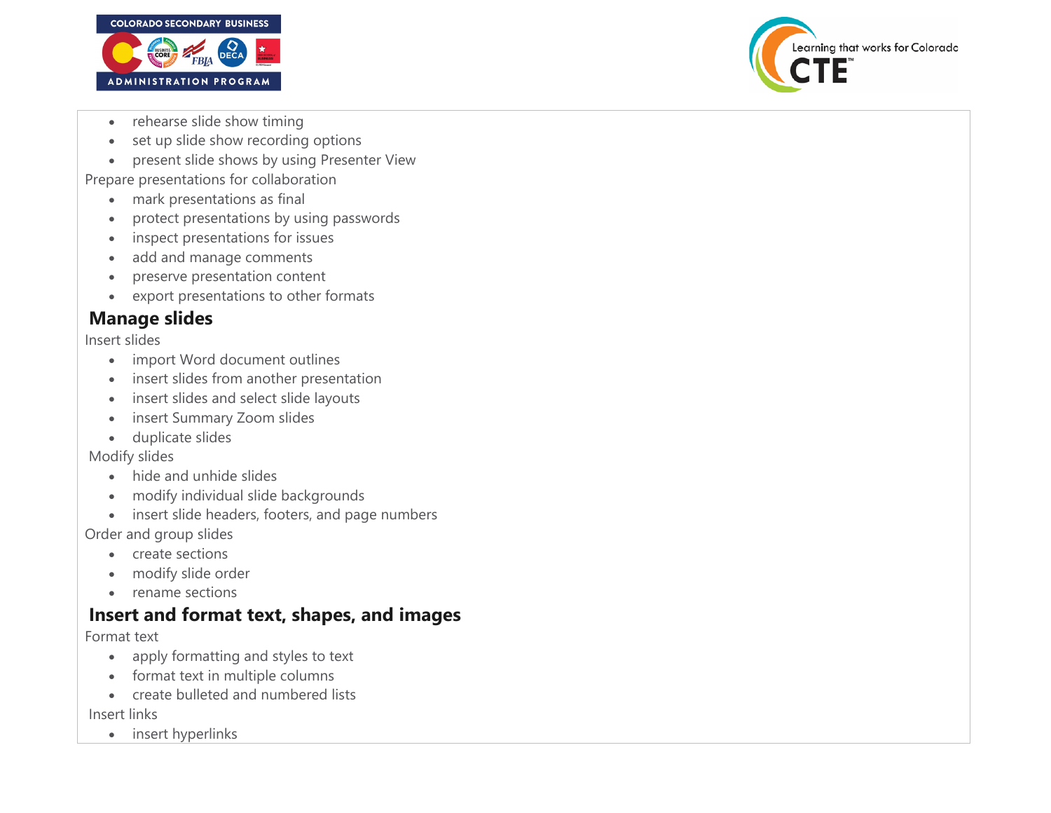- rehearse slide show timing
- set up slide show recording options
- present slide shows by using Presenter View

Prepare presentations for collaboration

- mark presentations as final
- protect presentations by using passwords
- inspect presentations for issues
- add and manage comments
- preserve presentation content
- export presentations to other formats

## Manage slides

Insert slides

- import Word document outlines
- insert slides from another presentation
- insert slides and select slide layouts
- insert Summary Zoom slides
- duplicate slides

Modify slides

- hide and unhide slides
- modify individual slide backgrounds
- insert slide headers, footers, and page numbers

Order and group slides

- create sections
- modify slide order
- rename sections

## Insert and format text, shapes, and images

Format text

- apply formatting and styles to text
- format text in multiple columns
- create bulleted and numbered lists

Insert links

- insert hyperlinks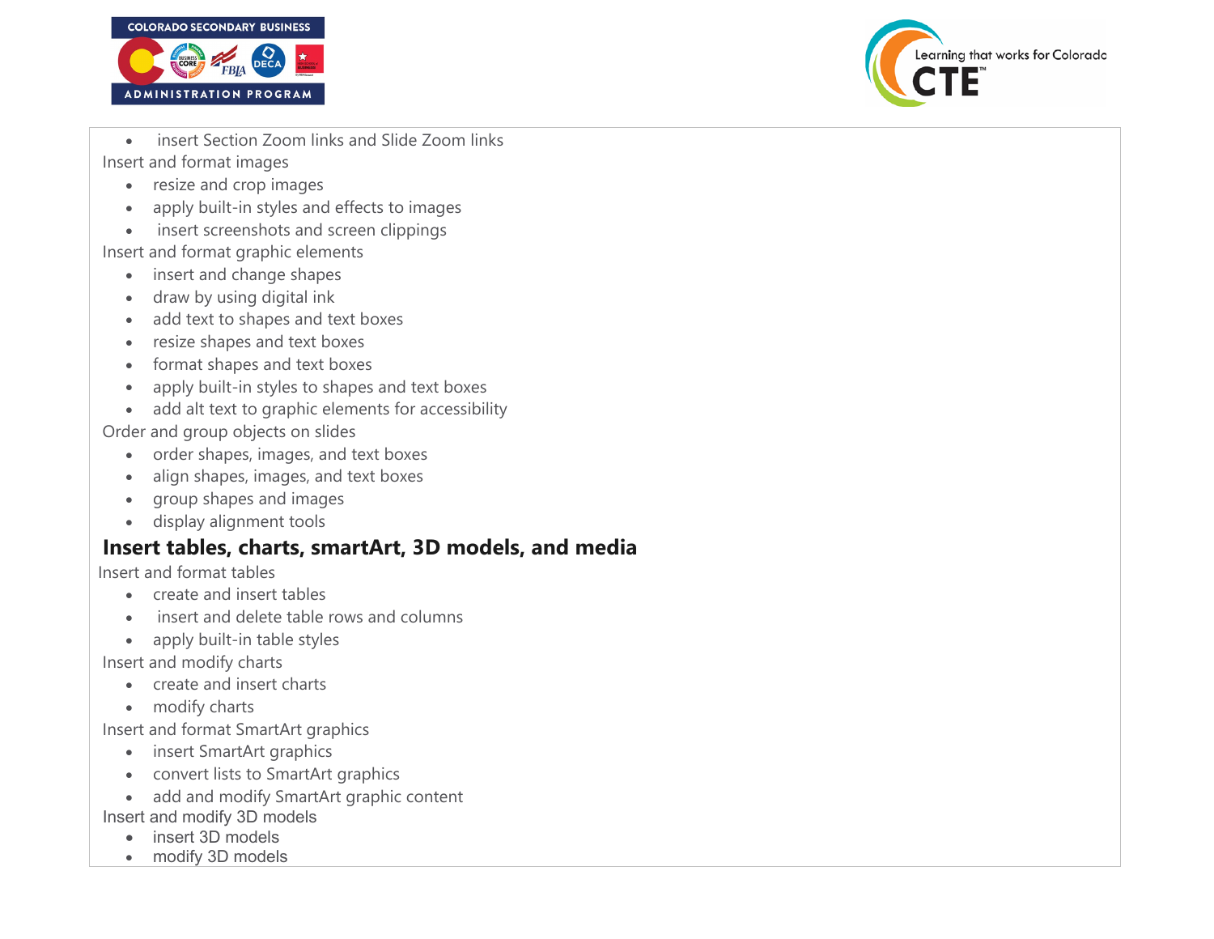- insert Section Zoom links and Slide Zoom links

Insert and format images

- resize and crop images
- apply built-in styles and effects to images
- insert screenshots and screen clippings

Insert and format graphic elements

- insert and change shapes
- draw by using digital ink
- add text to shapes and text boxes
- resize shapes and text boxes
- format shapes and text boxes
- apply built-in styles to shapes and text boxes
- add alt text to graphic elements for accessibility

Order and group objects on slides

- order shapes, images, and text boxes
- align shapes, images, and text boxes
- group shapes and images
- display alignment tools

## Insert tables, charts, smartArt, 3D models, and media

Insert and format tables

- create and insert tables
- insert and delete table rows and columns
- apply built-in table styles

Insert and modify charts

- create and insert charts
- modify charts

Insert and format SmartArt graphics

- insert SmartArt graphics
- convert lists to SmartArt graphics
- add and modify SmartArt graphic content

Insert and modify 3D models

- insert 3D models
- modify 3D models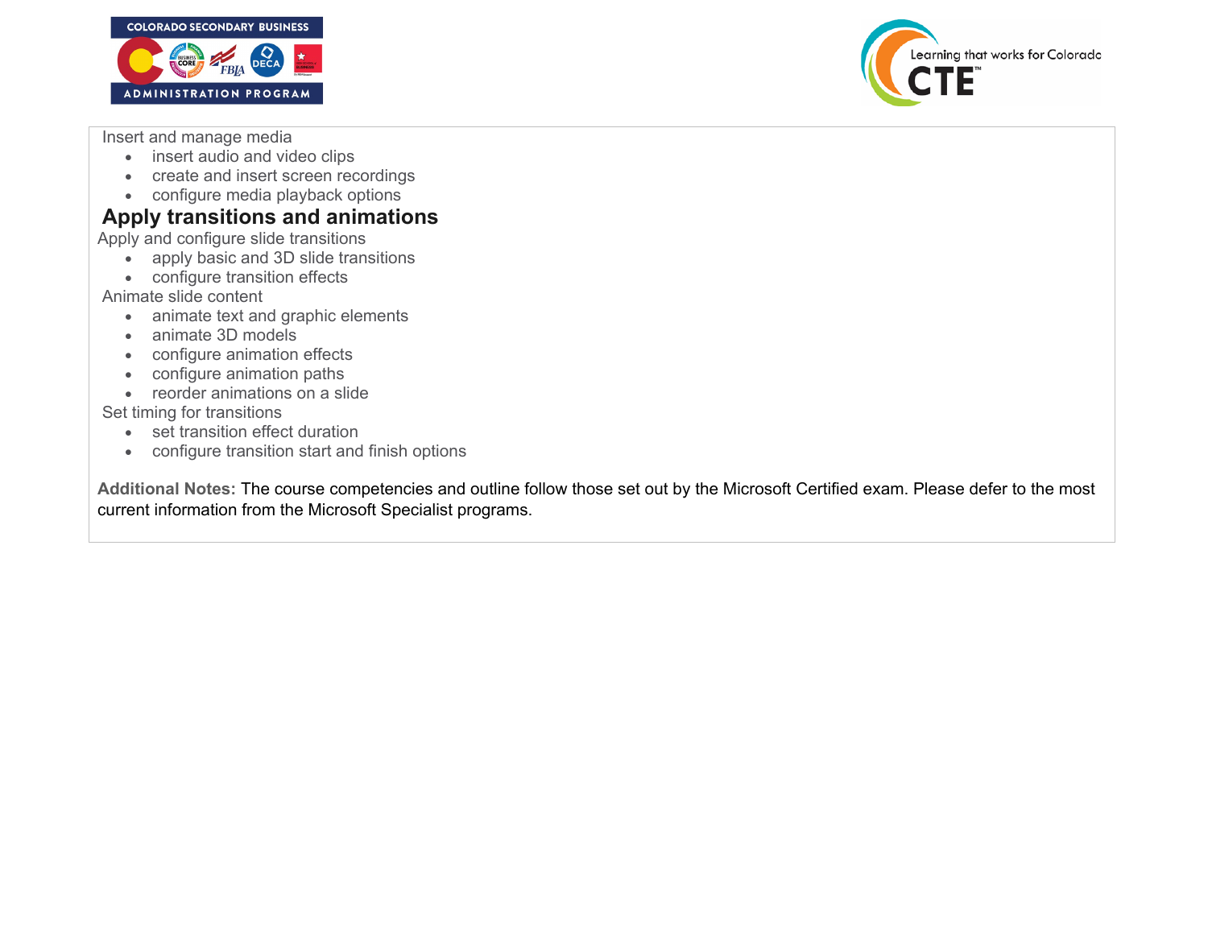Insert and manage media

- insert audio and video clips
- create and insert screen recordings
- configure media playback options

## Apply transitions and animations

Apply and configure slide transitions

- apply basic and 3D slide transitions
- configure transition effects

Animate slide content

- animate text and graphic elements
- animate 3D models
- configure animation effects
- configure animation paths
- reorder animations on a slide

Set timing for transitions

- set transition effect duration
- configure transition start and finish options

**Additional Notes:** The course competencies and outline follow those set out by the Microsoft Certified exam. Please defer to the most current information from the Microsoft Specialist programs.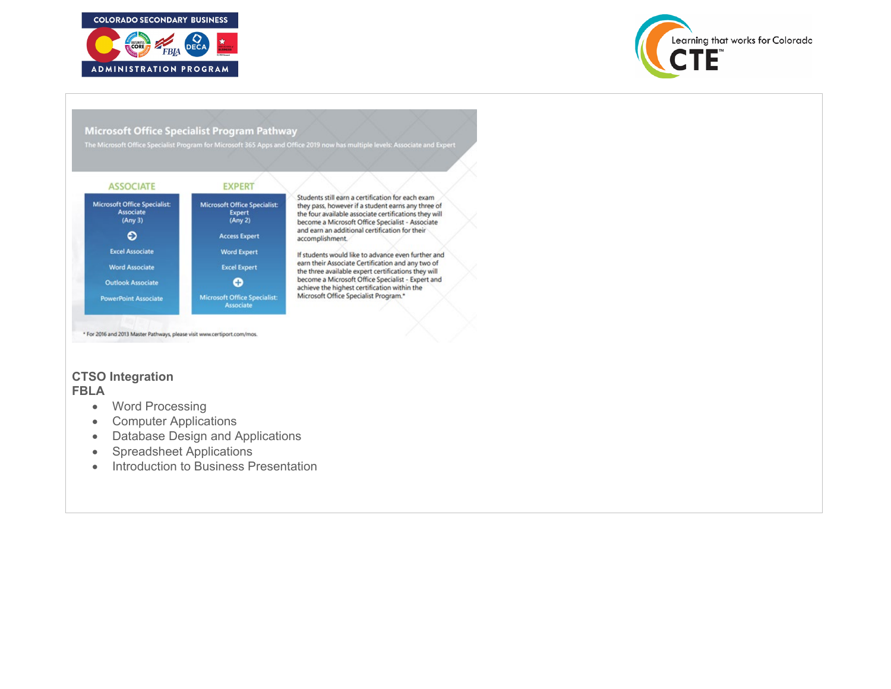## Microsoft Office Specialist Program Pathway

The Microsoft Office Specialist Program for Microsoft 365 Apps and Office 2019 now has multiple levels: Associate and Expert

**ASSOCIATE**

Microsoft Office Specialist: Associate (Any 3)

- Excel Associate
- Word Associate
- Outlook Associate
- PowerPoint Associate

**EXPERT**

Microsoft Office Specialist: Expert (Any 2)

- Access Expert
- Word Expert
- Excel Expert

+ Microsoft Office Specialist: Associate

Students still earn a certification for each exam they pass, however if a student earns any three of the four available associate certifications they will become a Microsoft Office Specialist - Associate and earn an additional certification for their accomplishment.

If students would like to advance even further and earn their Associate Certification and any two of the three available expert certifications they will become a Microsoft Office Specialist - Expert and achieve the highest certification within the Microsoft Office Specialist Program.*

* For 2016 and 2013 Master Pathways, please visit www.certiport.com/mos.

**CTSO Integration**
**FBLA**

- Word Processing
- Computer Applications
- Database Design and Applications
- Spreadsheet Applications
- Introduction to Business Presentation